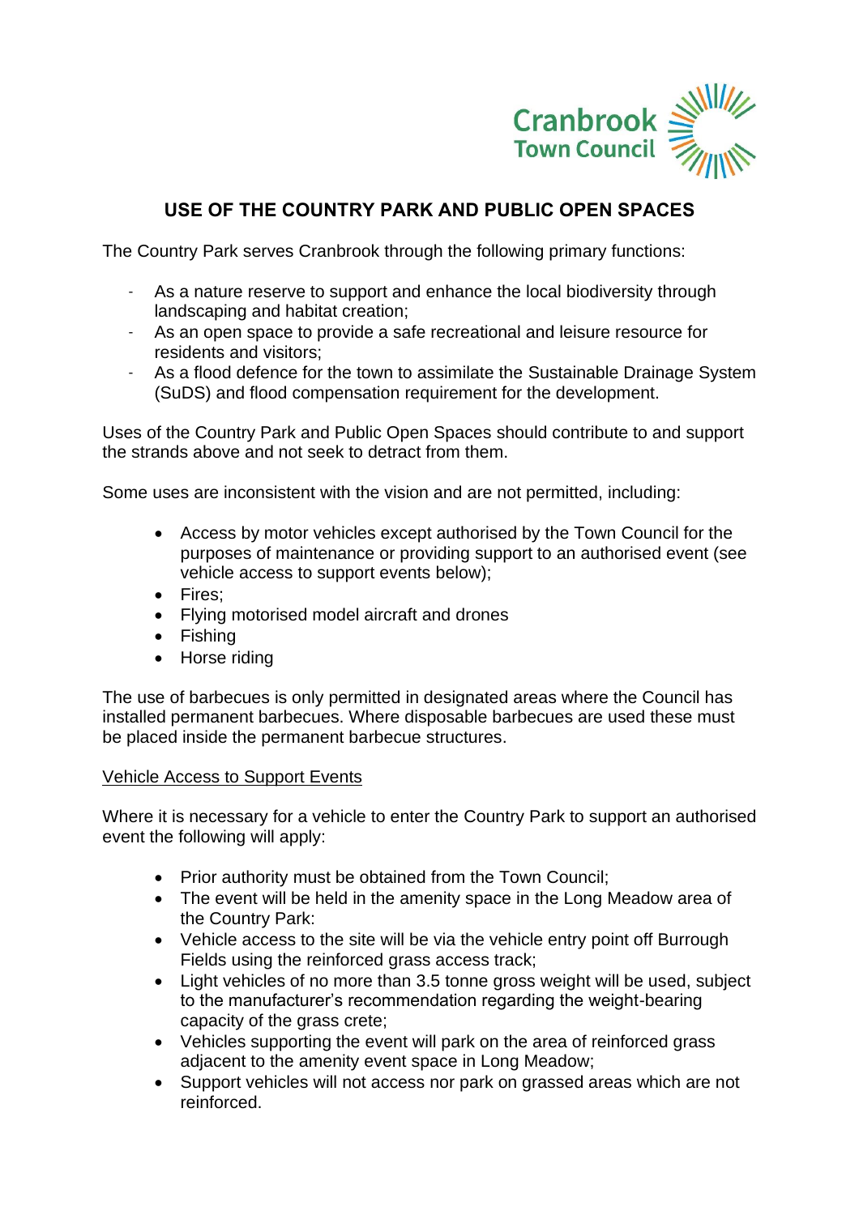Cranbrook Town Council

# USE OF THE COUNTRY PARK AND PUBLIC OPEN SPACES

The Country Park serves Cranbrook through the following primary functions:

- As a nature reserve to support and enhance the local biodiversity through landscaping and habitat creation;
- As an open space to provide a safe recreational and leisure resource for residents and visitors;
- As a flood defence for the town to assimilate the Sustainable Drainage System (SuDS) and flood compensation requirement for the development.

Uses of the Country Park and Public Open Spaces should contribute to and support the strands above and not seek to detract from them.

Some uses are inconsistent with the vision and are not permitted, including:

- Access by motor vehicles except authorised by the Town Council for the purposes of maintenance or providing support to an authorised event (see vehicle access to support events below);
- Fires;
- Flying motorised model aircraft and drones
- Fishing
- Horse riding

The use of barbecues is only permitted in designated areas where the Council has installed permanent barbecues. Where disposable barbecues are used these must be placed inside the permanent barbecue structures.

## Vehicle Access to Support Events

Where it is necessary for a vehicle to enter the Country Park to support an authorised event the following will apply:

- Prior authority must be obtained from the Town Council;
- The event will be held in the amenity space in the Long Meadow area of the Country Park:
- Vehicle access to the site will be via the vehicle entry point off Burrough Fields using the reinforced grass access track;
- Light vehicles of no more than 3.5 tonne gross weight will be used, subject to the manufacturer's recommendation regarding the weight-bearing capacity of the grass crete;
- Vehicles supporting the event will park on the area of reinforced grass adjacent to the amenity event space in Long Meadow;
- Support vehicles will not access nor park on grassed areas which are not reinforced.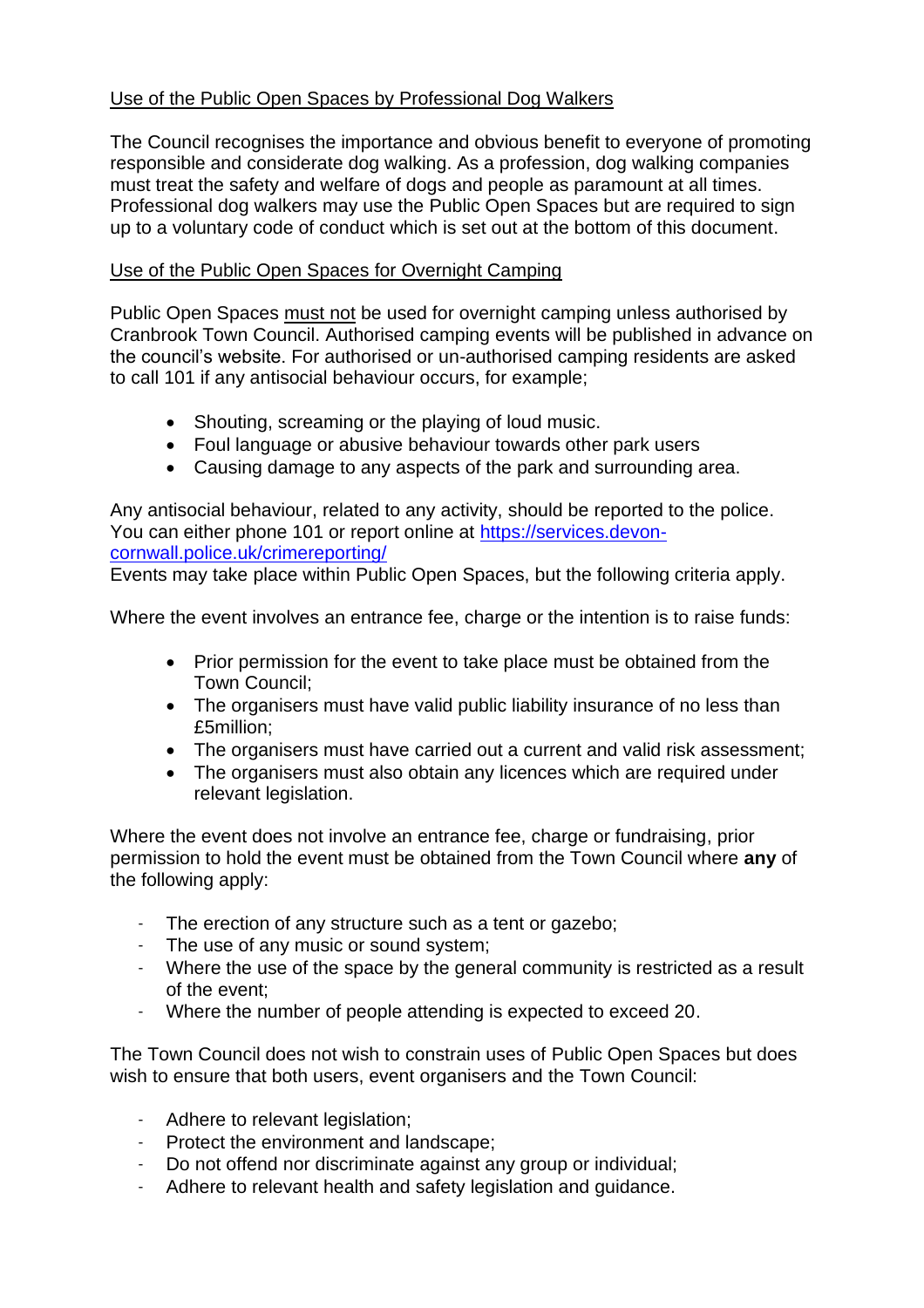<u>Use of the Public Open Spaces by Professional Dog Walkers</u>

The Council recognises the importance and obvious benefit to everyone of promoting responsible and considerate dog walking. As a profession, dog walking companies must treat the safety and welfare of dogs and people as paramount at all times. Professional dog walkers may use the Public Open Spaces but are required to sign up to a voluntary code of conduct which is set out at the bottom of this document.

<u>Use of the Public Open Spaces for Overnight Camping</u>

Public Open Spaces <u>must not</u> be used for overnight camping unless authorised by Cranbrook Town Council. Authorised camping events will be published in advance on the council's website. For authorised or un-authorised camping residents are asked to call 101 if any antisocial behaviour occurs, for example;

- Shouting, screaming or the playing of loud music.
- Foul language or abusive behaviour towards other park users
- Causing damage to any aspects of the park and surrounding area.

Any antisocial behaviour, related to any activity, should be reported to the police. You can either phone 101 or report online at [https://services.devon-cornwall.police.uk/crimereporting/](https://services.devon-cornwall.police.uk/crimereporting/)
Events may take place within Public Open Spaces, but the following criteria apply.

Where the event involves an entrance fee, charge or the intention is to raise funds:

- Prior permission for the event to take place must be obtained from the Town Council;
- The organisers must have valid public liability insurance of no less than £5million;
- The organisers must have carried out a current and valid risk assessment;
- The organisers must also obtain any licences which are required under relevant legislation.

Where the event does not involve an entrance fee, charge or fundraising, prior permission to hold the event must be obtained from the Town Council where **any** of the following apply:

- The erection of any structure such as a tent or gazebo;
- The use of any music or sound system;
- Where the use of the space by the general community is restricted as a result of the event;
- Where the number of people attending is expected to exceed 20.

The Town Council does not wish to constrain uses of Public Open Spaces but does wish to ensure that both users, event organisers and the Town Council:

- Adhere to relevant legislation;
- Protect the environment and landscape;
- Do not offend nor discriminate against any group or individual;
- Adhere to relevant health and safety legislation and guidance.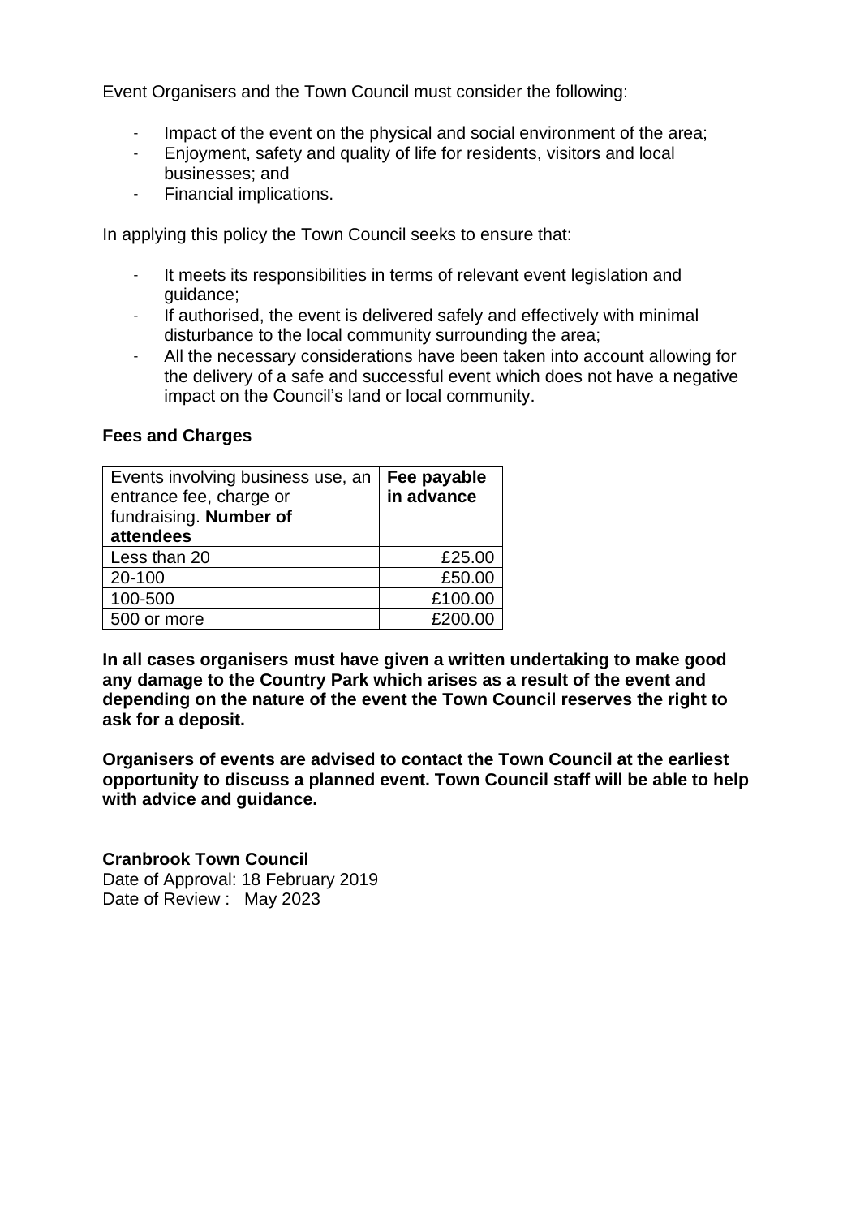Event Organisers and the Town Council must consider the following:

- Impact of the event on the physical and social environment of the area;
- Enjoyment, safety and quality of life for residents, visitors and local businesses; and
- Financial implications.

In applying this policy the Town Council seeks to ensure that:

- It meets its responsibilities in terms of relevant event legislation and guidance;
- If authorised, the event is delivered safely and effectively with minimal disturbance to the local community surrounding the area;
- All the necessary considerations have been taken into account allowing for the delivery of a safe and successful event which does not have a negative impact on the Council's land or local community.

**Fees and Charges**

| Events involving business use, an entrance fee, charge or fundraising. **Number of attendees** | **Fee payable in advance** |
|---|---:|
| Less than 20 | £25.00 |
| 20-100 | £50.00 |
| 100-500 | £100.00 |
| 500 or more | £200.00 |

**In all cases organisers must have given a written undertaking to make good any damage to the Country Park which arises as a result of the event and depending on the nature of the event the Town Council reserves the right to ask for a deposit.**

**Organisers of events are advised to contact the Town Council at the earliest opportunity to discuss a planned event. Town Council staff will be able to help with advice and guidance.**

**Cranbrook Town Council**
Date of Approval: 18 February 2019
Date of Review : May 2023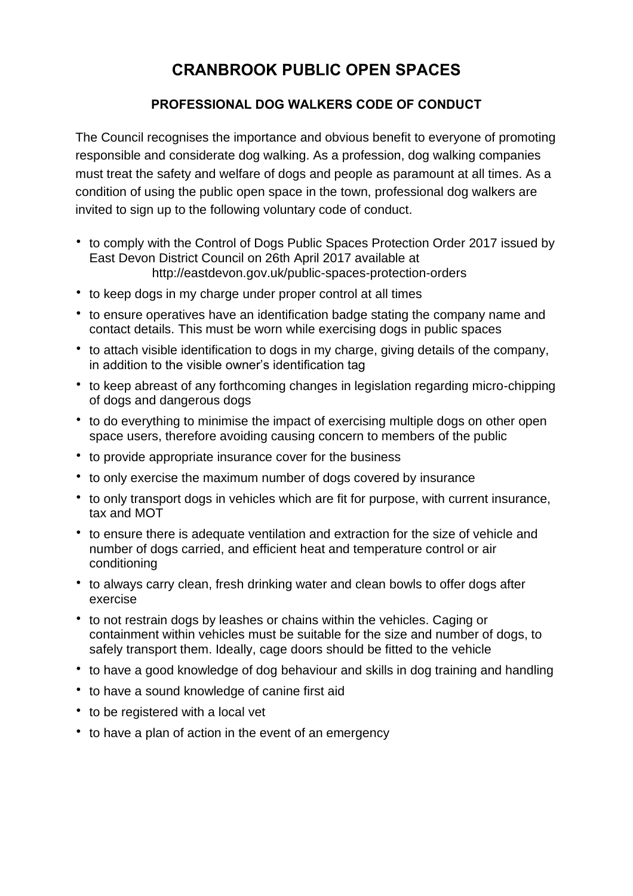# CRANBROOK PUBLIC OPEN SPACES

## PROFESSIONAL DOG WALKERS CODE OF CONDUCT

The Council recognises the importance and obvious benefit to everyone of promoting responsible and considerate dog walking. As a profession, dog walking companies must treat the safety and welfare of dogs and people as paramount at all times. As a condition of using the public open space in the town, professional dog walkers are invited to sign up to the following voluntary code of conduct.

- to comply with the Control of Dogs Public Spaces Protection Order 2017 issued by East Devon District Council on 26th April 2017 available at http://eastdevon.gov.uk/public-spaces-protection-orders
- to keep dogs in my charge under proper control at all times
- to ensure operatives have an identification badge stating the company name and contact details. This must be worn while exercising dogs in public spaces
- to attach visible identification to dogs in my charge, giving details of the company, in addition to the visible owner's identification tag
- to keep abreast of any forthcoming changes in legislation regarding micro-chipping of dogs and dangerous dogs
- to do everything to minimise the impact of exercising multiple dogs on other open space users, therefore avoiding causing concern to members of the public
- to provide appropriate insurance cover for the business
- to only exercise the maximum number of dogs covered by insurance
- to only transport dogs in vehicles which are fit for purpose, with current insurance, tax and MOT
- to ensure there is adequate ventilation and extraction for the size of vehicle and number of dogs carried, and efficient heat and temperature control or air conditioning
- to always carry clean, fresh drinking water and clean bowls to offer dogs after exercise
- to not restrain dogs by leashes or chains within the vehicles. Caging or containment within vehicles must be suitable for the size and number of dogs, to safely transport them. Ideally, cage doors should be fitted to the vehicle
- to have a good knowledge of dog behaviour and skills in dog training and handling
- to have a sound knowledge of canine first aid
- to be registered with a local vet
- to have a plan of action in the event of an emergency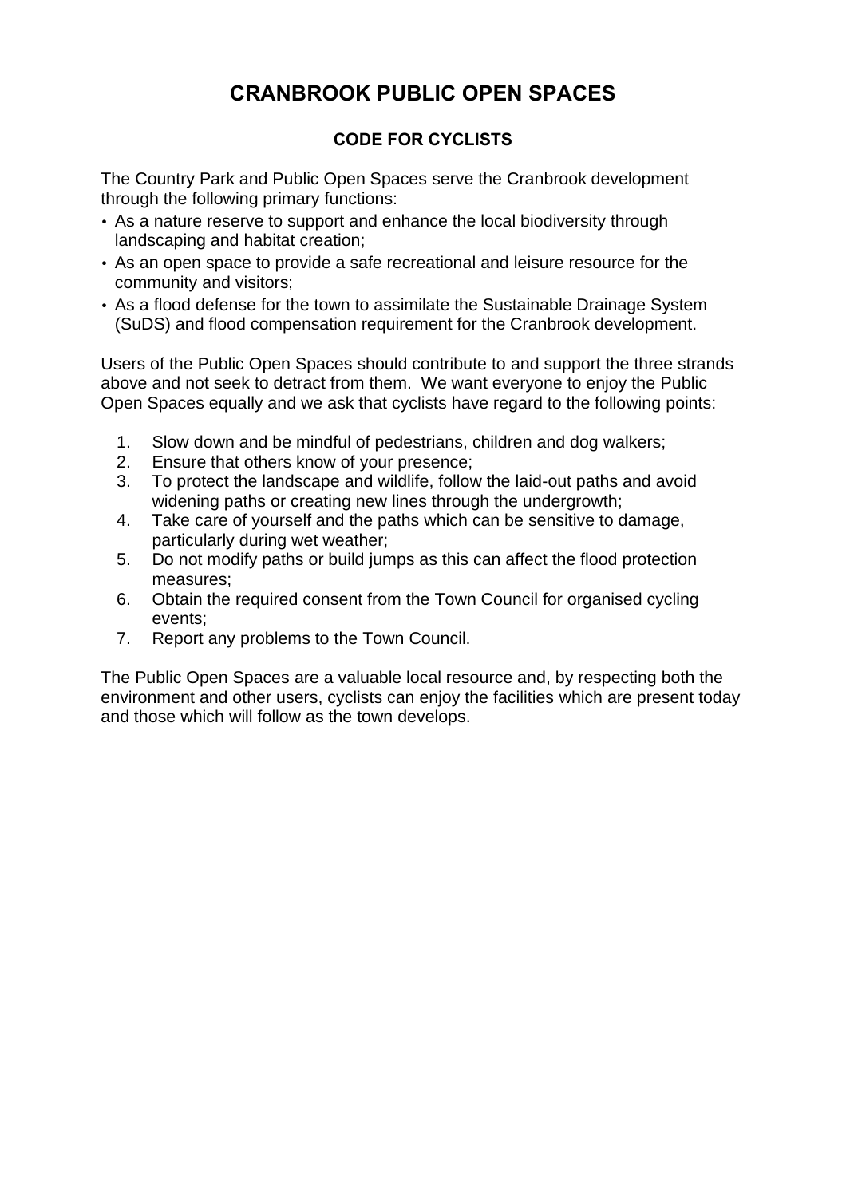# CRANBROOK PUBLIC OPEN SPACES

## CODE FOR CYCLISTS

The Country Park and Public Open Spaces serve the Cranbrook development through the following primary functions:

- As a nature reserve to support and enhance the local biodiversity through landscaping and habitat creation;
- As an open space to provide a safe recreational and leisure resource for the community and visitors;
- As a flood defense for the town to assimilate the Sustainable Drainage System (SuDS) and flood compensation requirement for the Cranbrook development.

Users of the Public Open Spaces should contribute to and support the three strands above and not seek to detract from them. We want everyone to enjoy the Public Open Spaces equally and we ask that cyclists have regard to the following points:

1. Slow down and be mindful of pedestrians, children and dog walkers;
2. Ensure that others know of your presence;
3. To protect the landscape and wildlife, follow the laid-out paths and avoid widening paths or creating new lines through the undergrowth;
4. Take care of yourself and the paths which can be sensitive to damage, particularly during wet weather;
5. Do not modify paths or build jumps as this can affect the flood protection measures;
6. Obtain the required consent from the Town Council for organised cycling events;
7. Report any problems to the Town Council.

The Public Open Spaces are a valuable local resource and, by respecting both the environment and other users, cyclists can enjoy the facilities which are present today and those which will follow as the town develops.